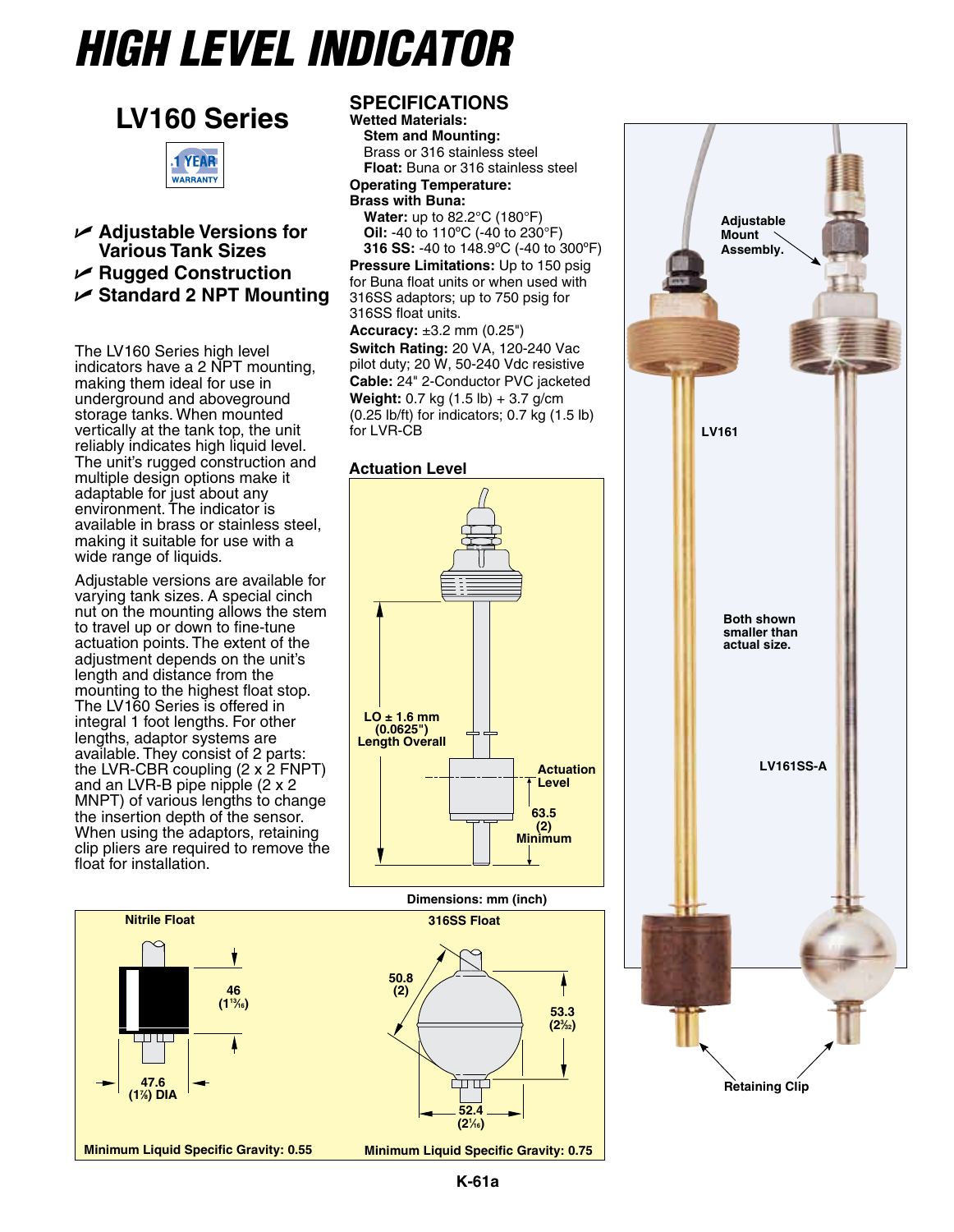# HIGH LEVEL INDICATOR

## LV160 Series

1 YEAR WARRANTY

- Adjustable Versions for Various Tank Sizes
- Rugged Construction
- Standard 2 NPT Mounting

The LV160 Series high level indicators have a 2 NPT mounting, making them ideal for use in underground and aboveground storage tanks. When mounted vertically at the tank top, the unit reliably indicates high liquid level. The unit's rugged construction and multiple design options make it adaptable for just about any environment. The indicator is available in brass or stainless steel, making it suitable for use with a wide range of liquids.

Adjustable versions are available for varying tank sizes. A special cinch nut on the mounting allows the stem to travel up or down to fine-tune actuation points. The extent of the adjustment depends on the unit's length and distance from the mounting to the highest float stop. The LV160 Series is offered in integral 1 foot lengths. For other lengths, adaptor systems are available. They consist of 2 parts: the LVR-CBR coupling (2 x 2 FNPT) and an LVR-B pipe nipple (2 x 2 MNPT) of various lengths to change the insertion depth of the sensor. When using the adaptors, retaining clip pliers are required to remove the float for installation.

## SPECIFICATIONS

**Wetted Materials:**
**Stem and Mounting:** Brass or 316 stainless steel
**Float:** Buna or 316 stainless steel

**Operating Temperature:**
**Brass with Buna:**
**Water:** up to 82.2°C (180°F)
**Oil:** -40 to 110°C (-40 to 230°F)
**316 SS:** -40 to 148.9°C (-40 to 300°F)

**Pressure Limitations:** Up to 150 psig for Buna float units or when used with 316SS adaptors; up to 750 psig for 316SS float units.

**Accuracy:** ±3.2 mm (0.25")

**Switch Rating:** 20 VA, 120-240 Vac pilot duty; 20 W, 50-240 Vdc resistive

**Cable:** 24" 2-Conductor PVC jacketed

**Weight:** 0.7 kg (1.5 lb) + 3.7 g/cm (0.25 lb/ft) for indicators; 0.7 kg (1.5 lb) for LVR-CB

### Actuation Level

LO ± 1.6 mm (0.0625") Length Overall

Actuation Level

63.5 (2) Minimum

Dimensions: mm (inch)

**Nitrile Float**

46 (1 13/16)

47.6 (1 7/8) DIA

Minimum Liquid Specific Gravity: 0.55

**316SS Float**

50.8 (2)

53.3 (2 3/32)

52.4 (2 1/16)

Minimum Liquid Specific Gravity: 0.75

Adjustable Mount Assembly.

LV161

LV161SS-A

Both shown smaller than actual size.

Retaining Clip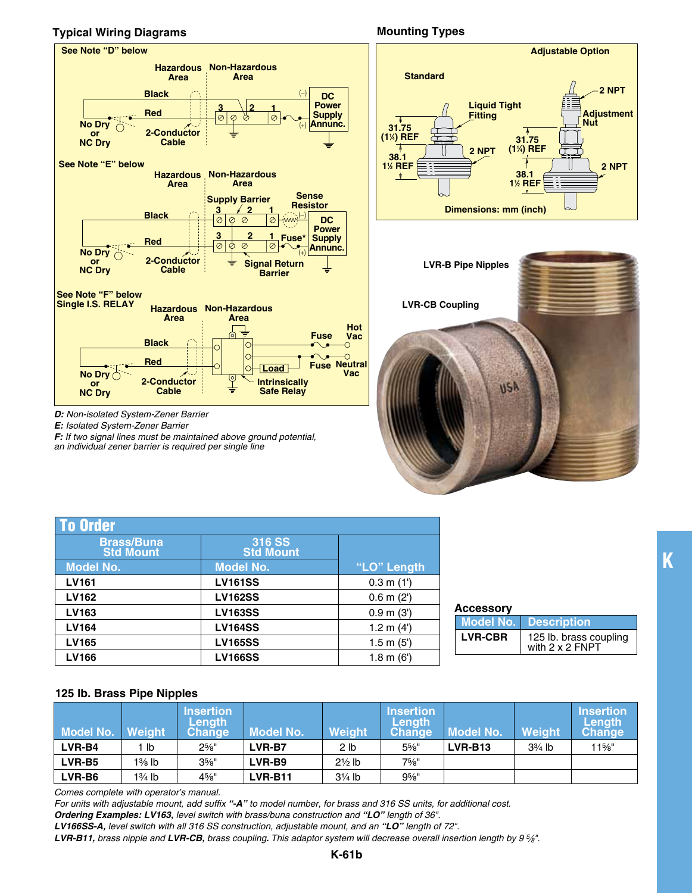## Typical Wiring Diagrams

See Note "D" below

Hazardous Area
Non-Hazardous Area
Black
Red
No Dry or NC Dry
2-Conductor Cable
3 2 1
(–) (+)
DC Power Supply Annunc.

See Note "E" below

Hazardous Area
Non-Hazardous Area
Supply Barrier
Sense Resistor
Black
Red
No Dry or NC Dry
2-Conductor Cable
3 2 1
3 2 1
Fuse*
(–) (+)
DC Power Supply Annunc.
Signal Return Barrier

See Note "F" below
Single I.S. RELAY

Hazardous Area
Non-Hazardous Area
Black
Red
No Dry or NC Dry
2-Conductor Cable
Fuse
Hot Vac
Load
Fuse
Neutral Vac
Intrinsically Safe Relay

*D: Non-isolated System-Zener Barrier*
*E: Isolated System-Zener Barrier*
*F: If two signal lines must be maintained above ground potential, an individual zener barrier is required per single line*

## Mounting Types

Adjustable Option
Standard
Liquid Tight Fitting
2 NPT
Adjustment Nut
31.75 (1¼) REF
38.1 1½ REF
2 NPT
31.75 (1¼) REF
38.1 1½ REF
2 NPT
Dimensions: mm (inch)

LVR-B Pipe Nipples
LVR-CB Coupling

## To Order

| Brass/Buna Std Mount | 316 SS Std Mount | |
|---|---|---|
| **Model No.** | **Model No.** | **"LO" Length** |
| **LV161** | **LV161SS** | 0.3 m (1') |
| **LV162** | **LV162SS** | 0.6 m (2') |
| **LV163** | **LV163SS** | 0.9 m (3') |
| **LV164** | **LV164SS** | 1.2 m (4') |
| **LV165** | **LV165SS** | 1.5 m (5') |
| **LV166** | **LV166SS** | 1.8 m (6') |

### Accessory

| Model No. | Description |
|---|---|
| **LVR-CBR** | 125 lb. brass coupling with 2 x 2 FNPT |

### 125 lb. Brass Pipe Nipples

| Model No. | Weight | Insertion Length Change | Model No. | Weight | Insertion Length Change | Model No. | Weight | Insertion Length Change |
|---|---|---|---|---|---|---|---|---|
| **LVR-B4** | 1 lb | 2⅝" | **LVR-B7** | 2 lb | 5⅝" | **LVR-B13** | 3¾ lb | 11⅝" |
| **LVR-B5** | 1⅜ lb | 3⅝" | **LVR-B9** | 2½ lb | 7⅝" | | | |
| **LVR-B6** | 1¾ lb | 4⅝" | **LVR-B11** | 3¼ lb | 9⅝" | | | |

*Comes complete with operator's manual.*
*For units with adjustable mount, add suffix **"-A"** to model number, for brass and 316 SS units, for additional cost.*
***Ordering Examples: LV163,** level switch with brass/buna construction and **"LO"** length of 36".*
***LV166SS-A,** level switch with all 316 SS construction, adjustable mount, and an **"LO"** length of 72".*
***LVR-B11,** brass nipple and **LVR-CB,** brass coupling. This adaptor system will decrease overall insertion length by 9⅝".*